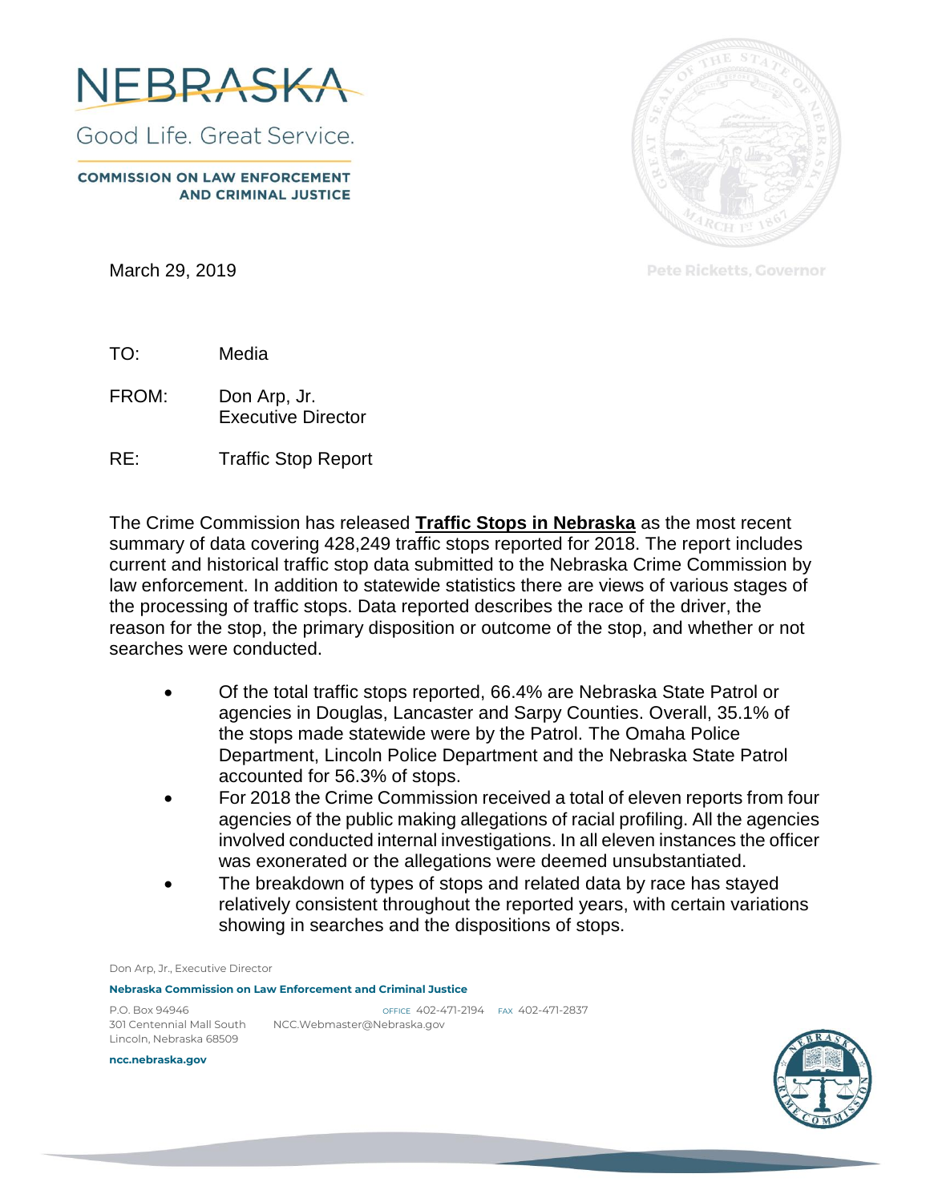# NEBRASKA

Good Life. Great Service.

**COMMISSION ON LAW ENFORCEMENT AND CRIMINAL JUSTICE**

Pete Ricketts, Governor

March 29, 2019

TO: Media

FROM: Don Arp, Jr.
Executive Director

RE: Traffic Stop Report

The Crime Commission has released **Traffic Stops in Nebraska** as the most recent summary of data covering 428,249 traffic stops reported for 2018. The report includes current and historical traffic stop data submitted to the Nebraska Crime Commission by law enforcement. In addition to statewide statistics there are views of various stages of the processing of traffic stops. Data reported describes the race of the driver, the reason for the stop, the primary disposition or outcome of the stop, and whether or not searches were conducted.

- Of the total traffic stops reported, 66.4% are Nebraska State Patrol or agencies in Douglas, Lancaster and Sarpy Counties. Overall, 35.1% of the stops made statewide were by the Patrol. The Omaha Police Department, Lincoln Police Department and the Nebraska State Patrol accounted for 56.3% of stops.
- For 2018 the Crime Commission received a total of eleven reports from four agencies of the public making allegations of racial profiling. All the agencies involved conducted internal investigations. In all eleven instances the officer was exonerated or the allegations were deemed unsubstantiated.
- The breakdown of types of stops and related data by race has stayed relatively consistent throughout the reported years, with certain variations showing in searches and the dispositions of stops.

Don Arp, Jr., Executive Director

**Nebraska Commission on Law Enforcement and Criminal Justice**

P.O. Box 94946
301 Centennial Mall South
Lincoln, Nebraska 68509

OFFICE 402-471-2194 FAX 402-471-2837
NCC.Webmaster@Nebraska.gov

**ncc.nebraska.gov**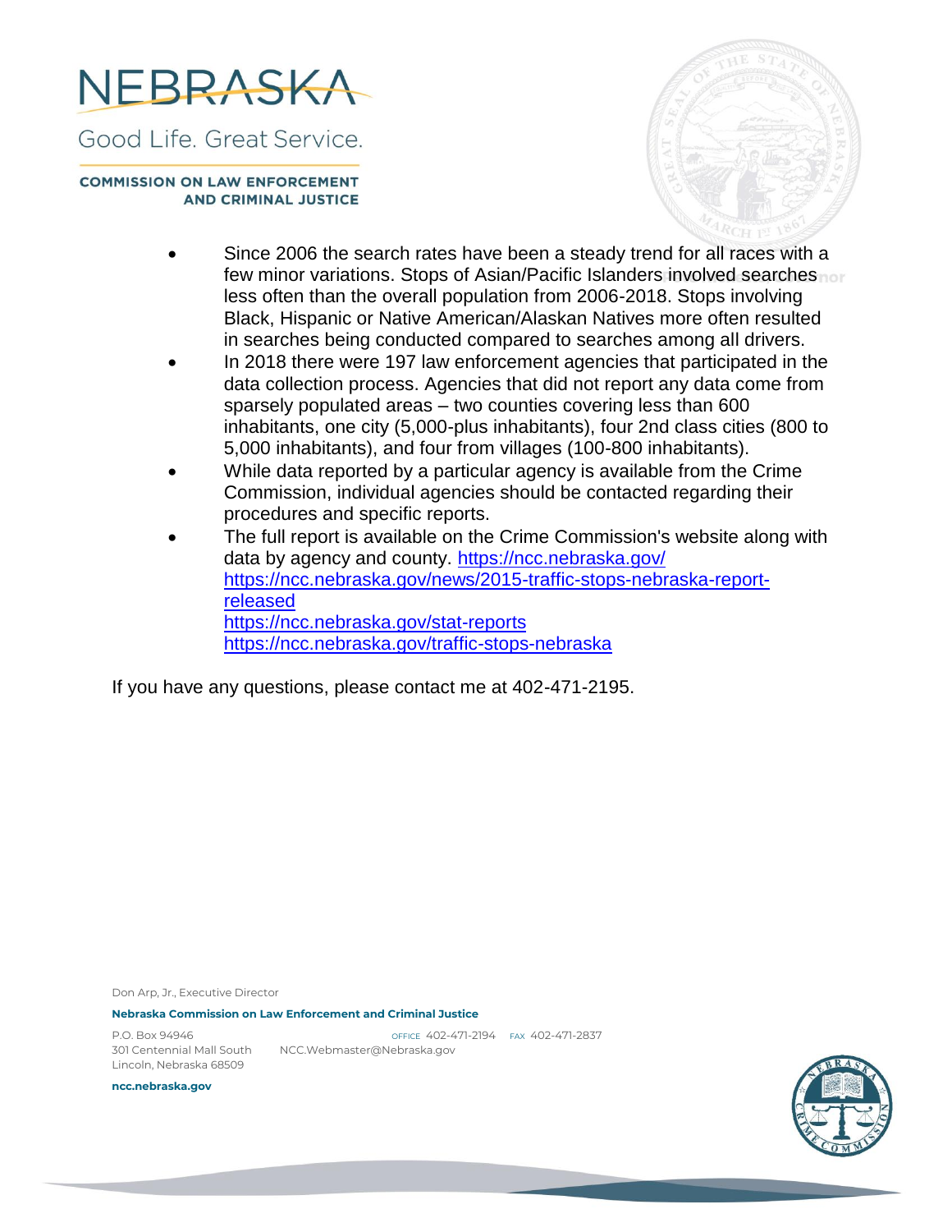- Since 2006 the search rates have been a steady trend for all races with a few minor variations. Stops of Asian/Pacific Islanders involved searches less often than the overall population from 2006-2018. Stops involving Black, Hispanic or Native American/Alaskan Natives more often resulted in searches being conducted compared to searches among all drivers.
- In 2018 there were 197 law enforcement agencies that participated in the data collection process. Agencies that did not report any data come from sparsely populated areas – two counties covering less than 600 inhabitants, one city (5,000-plus inhabitants), four 2nd class cities (800 to 5,000 inhabitants), and four from villages (100-800 inhabitants).
- While data reported by a particular agency is available from the Crime Commission, individual agencies should be contacted regarding their procedures and specific reports.
- The full report is available on the Crime Commission's website along with data by agency and county. https://ncc.nebraska.gov/
https://ncc.nebraska.gov/news/2015-traffic-stops-nebraska-report-released
https://ncc.nebraska.gov/stat-reports
https://ncc.nebraska.gov/traffic-stops-nebraska

If you have any questions, please contact me at 402-471-2195.